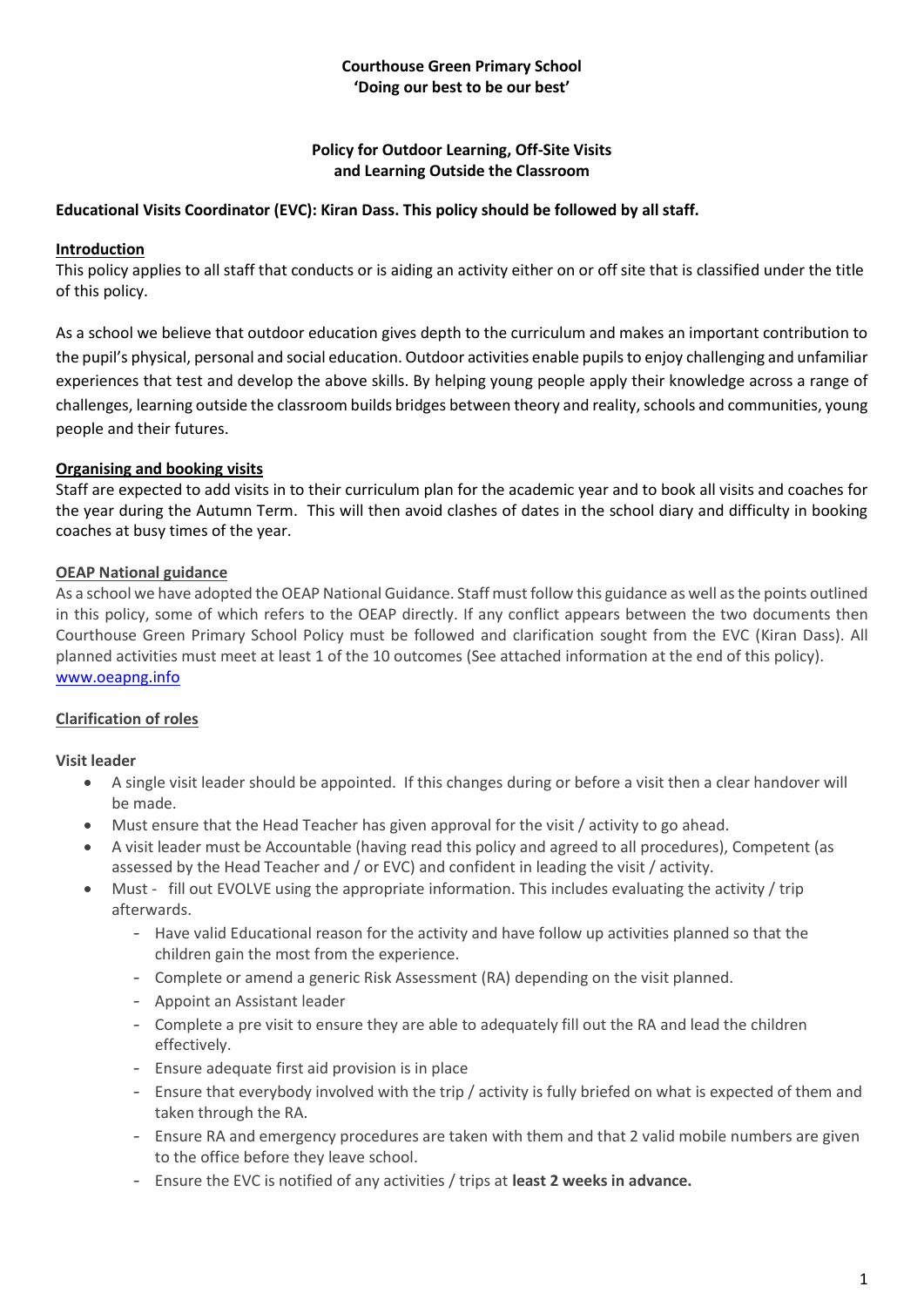**Courthouse Green Primary School**
**'Doing our best to be our best'**

# Policy for Outdoor Learning, Off-Site Visits and Learning Outside the Classroom

**Educational Visits Coordinator (EVC): Kiran Dass. This policy should be followed by all staff.**

## Introduction

This policy applies to all staff that conducts or is aiding an activity either on or off site that is classified under the title of this policy.

As a school we believe that outdoor education gives depth to the curriculum and makes an important contribution to the pupil's physical, personal and social education. Outdoor activities enable pupils to enjoy challenging and unfamiliar experiences that test and develop the above skills. By helping young people apply their knowledge across a range of challenges, learning outside the classroom builds bridges between theory and reality, schools and communities, young people and their futures.

## Organising and booking visits

Staff are expected to add visits in to their curriculum plan for the academic year and to book all visits and coaches for the year during the Autumn Term. This will then avoid clashes of dates in the school diary and difficulty in booking coaches at busy times of the year.

## OEAP National guidance

As a school we have adopted the OEAP National Guidance. Staff must follow this guidance as well as the points outlined in this policy, some of which refers to the OEAP directly. If any conflict appears between the two documents then Courthouse Green Primary School Policy must be followed and clarification sought from the EVC (Kiran Dass). All planned activities must meet at least 1 of the 10 outcomes (See attached information at the end of this policy).
www.oeapng.info

## Clarification of roles

### Visit leader

- A single visit leader should be appointed. If this changes during or before a visit then a clear handover will be made.
- Must ensure that the Head Teacher has given approval for the visit / activity to go ahead.
- A visit leader must be Accountable (having read this policy and agreed to all procedures), Competent (as assessed by the Head Teacher and / or EVC) and confident in leading the visit / activity.
- Must - fill out EVOLVE using the appropriate information. This includes evaluating the activity / trip afterwards.
  - Have valid Educational reason for the activity and have follow up activities planned so that the children gain the most from the experience.
  - Complete or amend a generic Risk Assessment (RA) depending on the visit planned.
  - Appoint an Assistant leader
  - Complete a pre visit to ensure they are able to adequately fill out the RA and lead the children effectively.
  - Ensure adequate first aid provision is in place
  - Ensure that everybody involved with the trip / activity is fully briefed on what is expected of them and taken through the RA.
  - Ensure RA and emergency procedures are taken with them and that 2 valid mobile numbers are given to the office before they leave school.
  - Ensure the EVC is notified of any activities / trips at **least 2 weeks in advance.**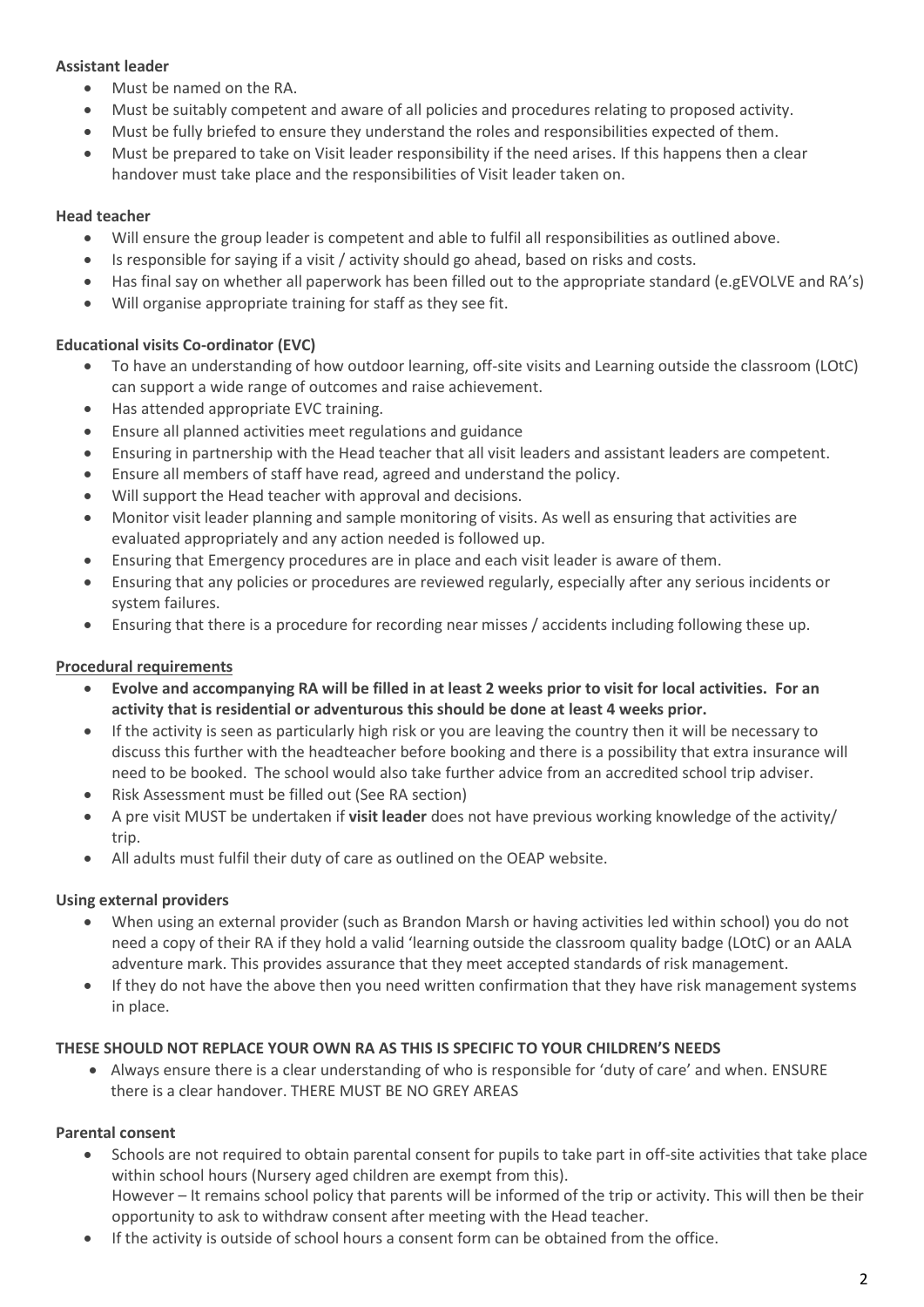**Assistant leader**

- Must be named on the RA.
- Must be suitably competent and aware of all policies and procedures relating to proposed activity.
- Must be fully briefed to ensure they understand the roles and responsibilities expected of them.
- Must be prepared to take on Visit leader responsibility if the need arises. If this happens then a clear handover must take place and the responsibilities of Visit leader taken on.

**Head teacher**

- Will ensure the group leader is competent and able to fulfil all responsibilities as outlined above.
- Is responsible for saying if a visit / activity should go ahead, based on risks and costs.
- Has final say on whether all paperwork has been filled out to the appropriate standard (e.gEVOLVE and RA's)
- Will organise appropriate training for staff as they see fit.

**Educational visits Co-ordinator (EVC)**

- To have an understanding of how outdoor learning, off-site visits and Learning outside the classroom (LOtC) can support a wide range of outcomes and raise achievement.
- Has attended appropriate EVC training.
- Ensure all planned activities meet regulations and guidance
- Ensuring in partnership with the Head teacher that all visit leaders and assistant leaders are competent.
- Ensure all members of staff have read, agreed and understand the policy.
- Will support the Head teacher with approval and decisions.
- Monitor visit leader planning and sample monitoring of visits. As well as ensuring that activities are evaluated appropriately and any action needed is followed up.
- Ensuring that Emergency procedures are in place and each visit leader is aware of them.
- Ensuring that any policies or procedures are reviewed regularly, especially after any serious incidents or system failures.
- Ensuring that there is a procedure for recording near misses / accidents including following these up.

**Procedural requirements**

- **Evolve and accompanying RA will be filled in at least 2 weeks prior to visit for local activities. For an activity that is residential or adventurous this should be done at least 4 weeks prior.**
- If the activity is seen as particularly high risk or you are leaving the country then it will be necessary to discuss this further with the headteacher before booking and there is a possibility that extra insurance will need to be booked. The school would also take further advice from an accredited school trip adviser.
- Risk Assessment must be filled out (See RA section)
- A pre visit MUST be undertaken if **visit leader** does not have previous working knowledge of the activity/ trip.
- All adults must fulfil their duty of care as outlined on the OEAP website.

**Using external providers**

- When using an external provider (such as Brandon Marsh or having activities led within school) you do not need a copy of their RA if they hold a valid 'learning outside the classroom quality badge (LOtC) or an AALA adventure mark. This provides assurance that they meet accepted standards of risk management.
- If they do not have the above then you need written confirmation that they have risk management systems in place.

**THESE SHOULD NOT REPLACE YOUR OWN RA AS THIS IS SPECIFIC TO YOUR CHILDREN'S NEEDS**

- Always ensure there is a clear understanding of who is responsible for 'duty of care' and when. ENSURE there is a clear handover. THERE MUST BE NO GREY AREAS

**Parental consent**

- Schools are not required to obtain parental consent for pupils to take part in off-site activities that take place within school hours (Nursery aged children are exempt from this).
  However – It remains school policy that parents will be informed of the trip or activity. This will then be their opportunity to ask to withdraw consent after meeting with the Head teacher.
- If the activity is outside of school hours a consent form can be obtained from the office.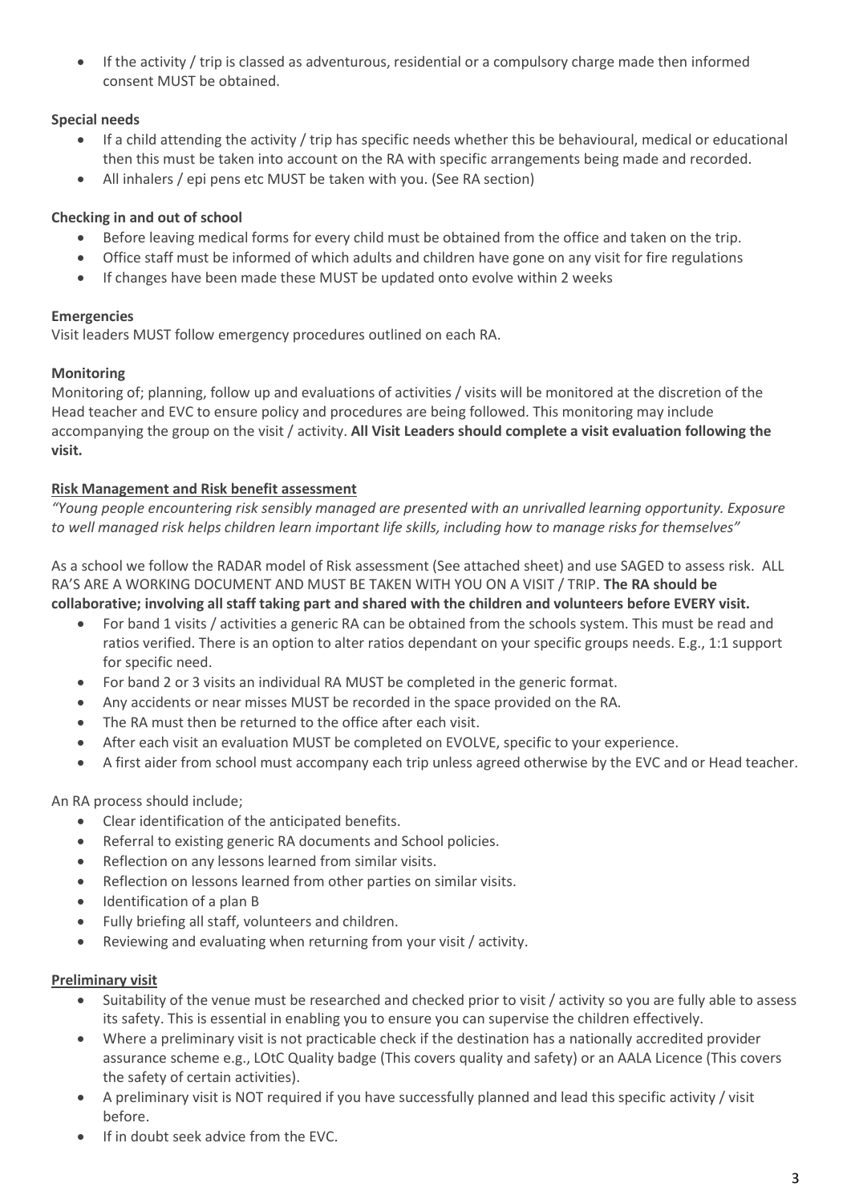- If the activity / trip is classed as adventurous, residential or a compulsory charge made then informed consent MUST be obtained.

**Special needs**

- If a child attending the activity / trip has specific needs whether this be behavioural, medical or educational then this must be taken into account on the RA with specific arrangements being made and recorded.
- All inhalers / epi pens etc MUST be taken with you. (See RA section)

**Checking in and out of school**

- Before leaving medical forms for every child must be obtained from the office and taken on the trip.
- Office staff must be informed of which adults and children have gone on any visit for fire regulations
- If changes have been made these MUST be updated onto evolve within 2 weeks

**Emergencies**

Visit leaders MUST follow emergency procedures outlined on each RA.

**Monitoring**

Monitoring of; planning, follow up and evaluations of activities / visits will be monitored at the discretion of the Head teacher and EVC to ensure policy and procedures are being followed. This monitoring may include accompanying the group on the visit / activity. **All Visit Leaders should complete a visit evaluation following the visit.**

**Risk Management and Risk benefit assessment**

*"Young people encountering risk sensibly managed are presented with an unrivalled learning opportunity. Exposure to well managed risk helps children learn important life skills, including how to manage risks for themselves"*

As a school we follow the RADAR model of Risk assessment (See attached sheet) and use SAGED to assess risk. ALL RA'S ARE A WORKING DOCUMENT AND MUST BE TAKEN WITH YOU ON A VISIT / TRIP. **The RA should be collaborative; involving all staff taking part and shared with the children and volunteers before EVERY visit.**

- For band 1 visits / activities a generic RA can be obtained from the schools system. This must be read and ratios verified. There is an option to alter ratios dependant on your specific groups needs. E.g., 1:1 support for specific need.
- For band 2 or 3 visits an individual RA MUST be completed in the generic format.
- Any accidents or near misses MUST be recorded in the space provided on the RA.
- The RA must then be returned to the office after each visit.
- After each visit an evaluation MUST be completed on EVOLVE, specific to your experience.
- A first aider from school must accompany each trip unless agreed otherwise by the EVC and or Head teacher.

An RA process should include;

- Clear identification of the anticipated benefits.
- Referral to existing generic RA documents and School policies.
- Reflection on any lessons learned from similar visits.
- Reflection on lessons learned from other parties on similar visits.
- Identification of a plan B
- Fully briefing all staff, volunteers and children.
- Reviewing and evaluating when returning from your visit / activity.

**Preliminary visit**

- Suitability of the venue must be researched and checked prior to visit / activity so you are fully able to assess its safety. This is essential in enabling you to ensure you can supervise the children effectively.
- Where a preliminary visit is not practicable check if the destination has a nationally accredited provider assurance scheme e.g., LOtC Quality badge (This covers quality and safety) or an AALA Licence (This covers the safety of certain activities).
- A preliminary visit is NOT required if you have successfully planned and lead this specific activity / visit before.
- If in doubt seek advice from the EVC.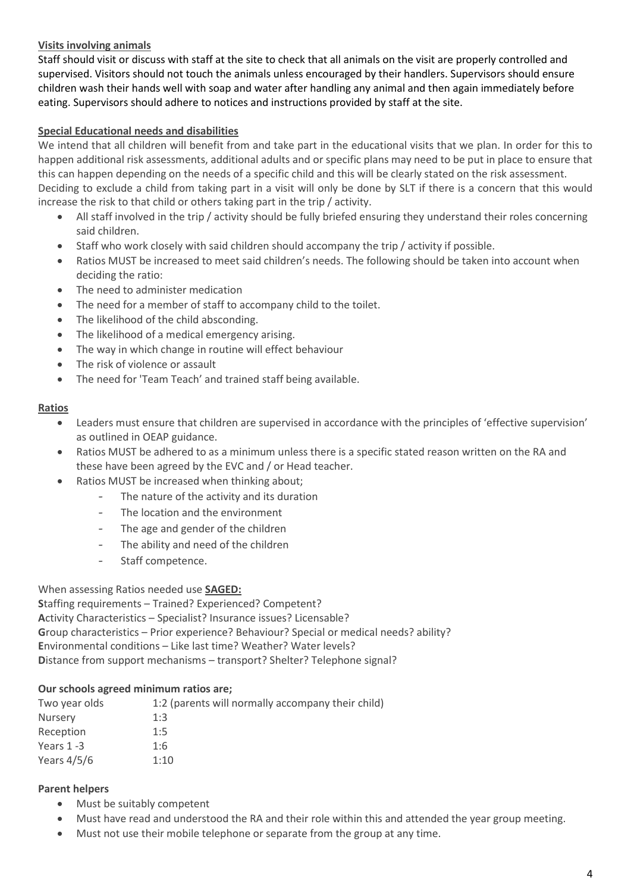## Visits involving animals

Staff should visit or discuss with staff at the site to check that all animals on the visit are properly controlled and supervised. Visitors should not touch the animals unless encouraged by their handlers. Supervisors should ensure children wash their hands well with soap and water after handling any animal and then again immediately before eating. Supervisors should adhere to notices and instructions provided by staff at the site.

## Special Educational needs and disabilities

We intend that all children will benefit from and take part in the educational visits that we plan. In order for this to happen additional risk assessments, additional adults and or specific plans may need to be put in place to ensure that this can happen depending on the needs of a specific child and this will be clearly stated on the risk assessment. Deciding to exclude a child from taking part in a visit will only be done by SLT if there is a concern that this would increase the risk to that child or others taking part in the trip / activity.

- All staff involved in the trip / activity should be fully briefed ensuring they understand their roles concerning said children.
- Staff who work closely with said children should accompany the trip / activity if possible.
- Ratios MUST be increased to meet said children's needs. The following should be taken into account when deciding the ratio:
- The need to administer medication
- The need for a member of staff to accompany child to the toilet.
- The likelihood of the child absconding.
- The likelihood of a medical emergency arising.
- The way in which change in routine will effect behaviour
- The risk of violence or assault
- The need for 'Team Teach' and trained staff being available.

## Ratios

- Leaders must ensure that children are supervised in accordance with the principles of 'effective supervision' as outlined in OEAP guidance.
- Ratios MUST be adhered to as a minimum unless there is a specific stated reason written on the RA and these have been agreed by the EVC and / or Head teacher.
- Ratios MUST be increased when thinking about;
  - The nature of the activity and its duration
  - The location and the environment
  - The age and gender of the children
  - The ability and need of the children
  - Staff competence.

When assessing Ratios needed use **SAGED:**

**S**taffing requirements – Trained? Experienced? Competent?
**A**ctivity Characteristics – Specialist? Insurance issues? Licensable?
**G**roup characteristics – Prior experience? Behaviour? Special or medical needs? ability?
**E**nvironmental conditions – Like last time? Weather? Water levels?
**D**istance from support mechanisms – transport? Shelter? Telephone signal?

**Our schools agreed minimum ratios are;**

| | |
|---|---|
| Two year olds | 1:2 (parents will normally accompany their child) |
| Nursery | 1:3 |
| Reception | 1:5 |
| Years 1 -3 | 1:6 |
| Years 4/5/6 | 1:10 |

**Parent helpers**

- Must be suitably competent
- Must have read and understood the RA and their role within this and attended the year group meeting.
- Must not use their mobile telephone or separate from the group at any time.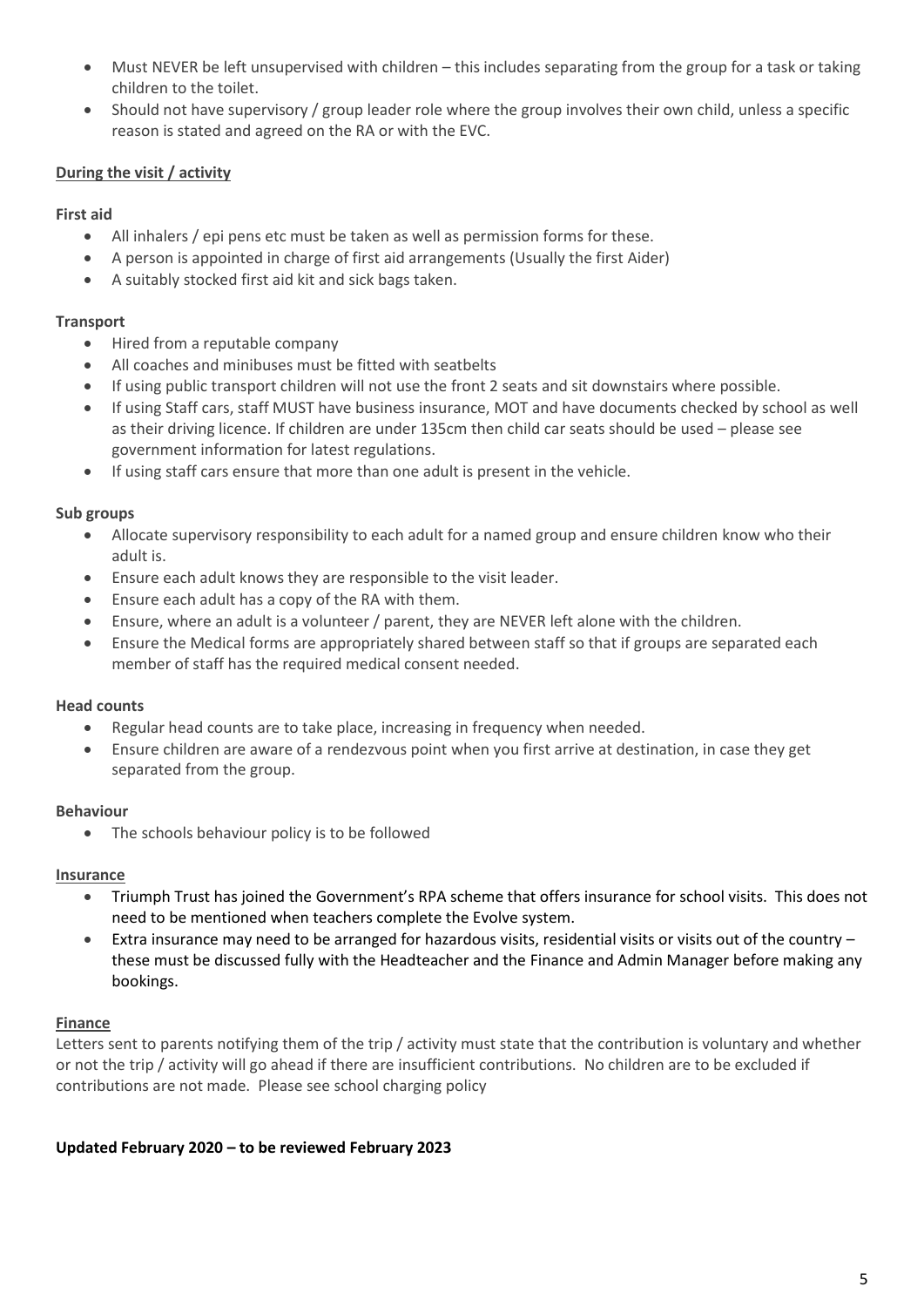- Must NEVER be left unsupervised with children – this includes separating from the group for a task or taking children to the toilet.
- Should not have supervisory / group leader role where the group involves their own child, unless a specific reason is stated and agreed on the RA or with the EVC.

**During the visit / activity**

**First aid**

- All inhalers / epi pens etc must be taken as well as permission forms for these.
- A person is appointed in charge of first aid arrangements (Usually the first Aider)
- A suitably stocked first aid kit and sick bags taken.

**Transport**

- Hired from a reputable company
- All coaches and minibuses must be fitted with seatbelts
- If using public transport children will not use the front 2 seats and sit downstairs where possible.
- If using Staff cars, staff MUST have business insurance, MOT and have documents checked by school as well as their driving licence. If children are under 135cm then child car seats should be used – please see government information for latest regulations.
- If using staff cars ensure that more than one adult is present in the vehicle.

**Sub groups**

- Allocate supervisory responsibility to each adult for a named group and ensure children know who their adult is.
- Ensure each adult knows they are responsible to the visit leader.
- Ensure each adult has a copy of the RA with them.
- Ensure, where an adult is a volunteer / parent, they are NEVER left alone with the children.
- Ensure the Medical forms are appropriately shared between staff so that if groups are separated each member of staff has the required medical consent needed.

**Head counts**

- Regular head counts are to take place, increasing in frequency when needed.
- Ensure children are aware of a rendezvous point when you first arrive at destination, in case they get separated from the group.

**Behaviour**

- The schools behaviour policy is to be followed

**Insurance**

- Triumph Trust has joined the Government's RPA scheme that offers insurance for school visits. This does not need to be mentioned when teachers complete the Evolve system.
- Extra insurance may need to be arranged for hazardous visits, residential visits or visits out of the country – these must be discussed fully with the Headteacher and the Finance and Admin Manager before making any bookings.

**Finance**

Letters sent to parents notifying them of the trip / activity must state that the contribution is voluntary and whether or not the trip / activity will go ahead if there are insufficient contributions. No children are to be excluded if contributions are not made. Please see school charging policy

**Updated February 2020 – to be reviewed February 2023**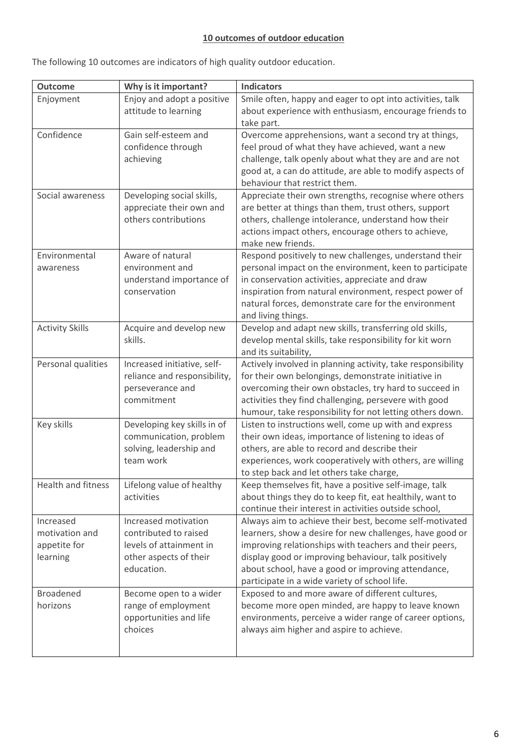**10 outcomes of outdoor education**

The following 10 outcomes are indicators of high quality outdoor education.

| Outcome | Why is it important? | Indicators |
|---|---|---|
| Enjoyment | Enjoy and adopt a positive attitude to learning | Smile often, happy and eager to opt into activities, talk about experience with enthusiasm, encourage friends to take part. |
| Confidence | Gain self-esteem and confidence through achieving | Overcome apprehensions, want a second try at things, feel proud of what they have achieved, want a new challenge, talk openly about what they are and are not good at, a can do attitude, are able to modify aspects of behaviour that restrict them. |
| Social awareness | Developing social skills, appreciate their own and others contributions | Appreciate their own strengths, recognise where others are better at things than them, trust others, support others, challenge intolerance, understand how their actions impact others, encourage others to achieve, make new friends. |
| Environmental awareness | Aware of natural environment and understand importance of conservation | Respond positively to new challenges, understand their personal impact on the environment, keen to participate in conservation activities, appreciate and draw inspiration from natural environment, respect power of natural forces, demonstrate care for the environment and living things. |
| Activity Skills | Acquire and develop new skills. | Develop and adapt new skills, transferring old skills, develop mental skills, take responsibility for kit worn and its suitability, |
| Personal qualities | Increased initiative, self-reliance and responsibility, perseverance and commitment | Actively involved in planning activity, take responsibility for their own belongings, demonstrate initiative in overcoming their own obstacles, try hard to succeed in activities they find challenging, persevere with good humour, take responsibility for not letting others down. |
| Key skills | Developing key skills in of communication, problem solving, leadership and team work | Listen to instructions well, come up with and express their own ideas, importance of listening to ideas of others, are able to record and describe their experiences, work cooperatively with others, are willing to step back and let others take charge, |
| Health and fitness | Lifelong value of healthy activities | Keep themselves fit, have a positive self-image, talk about things they do to keep fit, eat healthily, want to continue their interest in activities outside school, |
| Increased motivation and appetite for learning | Increased motivation contributed to raised levels of attainment in other aspects of their education. | Always aim to achieve their best, become self-motivated learners, show a desire for new challenges, have good or improving relationships with teachers and their peers, display good or improving behaviour, talk positively about school, have a good or improving attendance, participate in a wide variety of school life. |
| Broadened horizons | Become open to a wider range of employment opportunities and life choices | Exposed to and more aware of different cultures, become more open minded, are happy to leave known environments, perceive a wider range of career options, always aim higher and aspire to achieve. |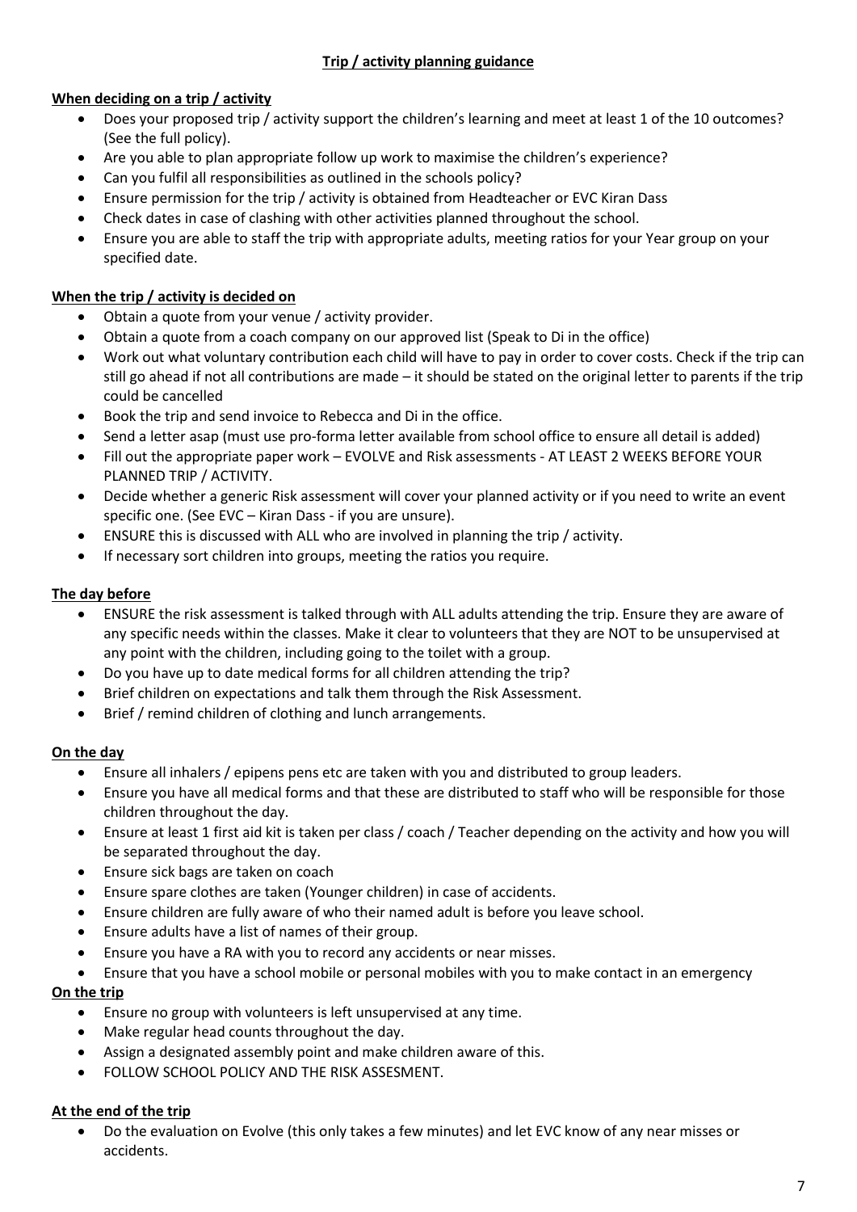## Trip / activity planning guidance

### When deciding on a trip / activity

- Does your proposed trip / activity support the children's learning and meet at least 1 of the 10 outcomes? (See the full policy).
- Are you able to plan appropriate follow up work to maximise the children's experience?
- Can you fulfil all responsibilities as outlined in the schools policy?
- Ensure permission for the trip / activity is obtained from Headteacher or EVC Kiran Dass
- Check dates in case of clashing with other activities planned throughout the school.
- Ensure you are able to staff the trip with appropriate adults, meeting ratios for your Year group on your specified date.

### When the trip / activity is decided on

- Obtain a quote from your venue / activity provider.
- Obtain a quote from a coach company on our approved list (Speak to Di in the office)
- Work out what voluntary contribution each child will have to pay in order to cover costs. Check if the trip can still go ahead if not all contributions are made – it should be stated on the original letter to parents if the trip could be cancelled
- Book the trip and send invoice to Rebecca and Di in the office.
- Send a letter asap (must use pro-forma letter available from school office to ensure all detail is added)
- Fill out the appropriate paper work – EVOLVE and Risk assessments - AT LEAST 2 WEEKS BEFORE YOUR PLANNED TRIP / ACTIVITY.
- Decide whether a generic Risk assessment will cover your planned activity or if you need to write an event specific one. (See EVC – Kiran Dass - if you are unsure).
- ENSURE this is discussed with ALL who are involved in planning the trip / activity.
- If necessary sort children into groups, meeting the ratios you require.

### The day before

- ENSURE the risk assessment is talked through with ALL adults attending the trip. Ensure they are aware of any specific needs within the classes. Make it clear to volunteers that they are NOT to be unsupervised at any point with the children, including going to the toilet with a group.
- Do you have up to date medical forms for all children attending the trip?
- Brief children on expectations and talk them through the Risk Assessment.
- Brief / remind children of clothing and lunch arrangements.

### On the day

- Ensure all inhalers / epipens pens etc are taken with you and distributed to group leaders.
- Ensure you have all medical forms and that these are distributed to staff who will be responsible for those children throughout the day.
- Ensure at least 1 first aid kit is taken per class / coach / Teacher depending on the activity and how you will be separated throughout the day.
- Ensure sick bags are taken on coach
- Ensure spare clothes are taken (Younger children) in case of accidents.
- Ensure children are fully aware of who their named adult is before you leave school.
- Ensure adults have a list of names of their group.
- Ensure you have a RA with you to record any accidents or near misses.
- Ensure that you have a school mobile or personal mobiles with you to make contact in an emergency

### On the trip

- Ensure no group with volunteers is left unsupervised at any time.
- Make regular head counts throughout the day.
- Assign a designated assembly point and make children aware of this.
- FOLLOW SCHOOL POLICY AND THE RISK ASSESMENT.

### At the end of the trip

- Do the evaluation on Evolve (this only takes a few minutes) and let EVC know of any near misses or accidents.